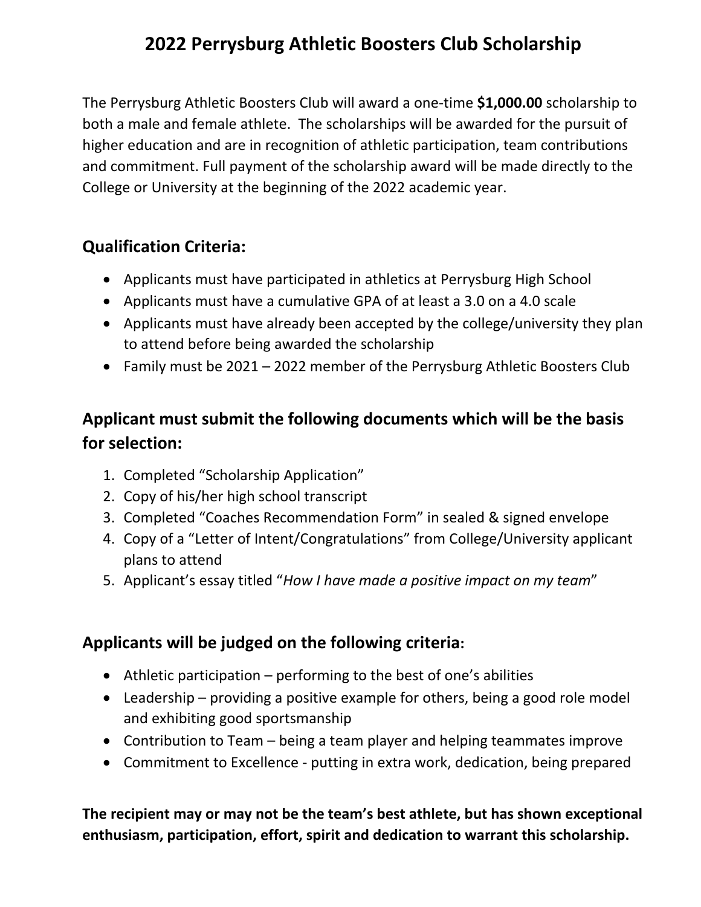# 2022 Perrysburg Athletic Boosters Club Scholarship

The Perrysburg Athletic Boosters Club will award a one-time **$1,000.00** scholarship to both a male and female athlete. The scholarships will be awarded for the pursuit of higher education and are in recognition of athletic participation, team contributions and commitment. Full payment of the scholarship award will be made directly to the College or University at the beginning of the 2022 academic year.

## Qualification Criteria:

- Applicants must have participated in athletics at Perrysburg High School
- Applicants must have a cumulative GPA of at least a 3.0 on a 4.0 scale
- Applicants must have already been accepted by the college/university they plan to attend before being awarded the scholarship
- Family must be 2021 – 2022 member of the Perrysburg Athletic Boosters Club

## Applicant must submit the following documents which will be the basis for selection:

1. Completed "Scholarship Application"
2. Copy of his/her high school transcript
3. Completed "Coaches Recommendation Form" in sealed & signed envelope
4. Copy of a "Letter of Intent/Congratulations" from College/University applicant plans to attend
5. Applicant's essay titled "*How I have made a positive impact on my team*"

## Applicants will be judged on the following criteria:

- Athletic participation – performing to the best of one's abilities
- Leadership – providing a positive example for others, being a good role model and exhibiting good sportsmanship
- Contribution to Team – being a team player and helping teammates improve
- Commitment to Excellence - putting in extra work, dedication, being prepared

**The recipient may or may not be the team's best athlete, but has shown exceptional enthusiasm, participation, effort, spirit and dedication to warrant this scholarship.**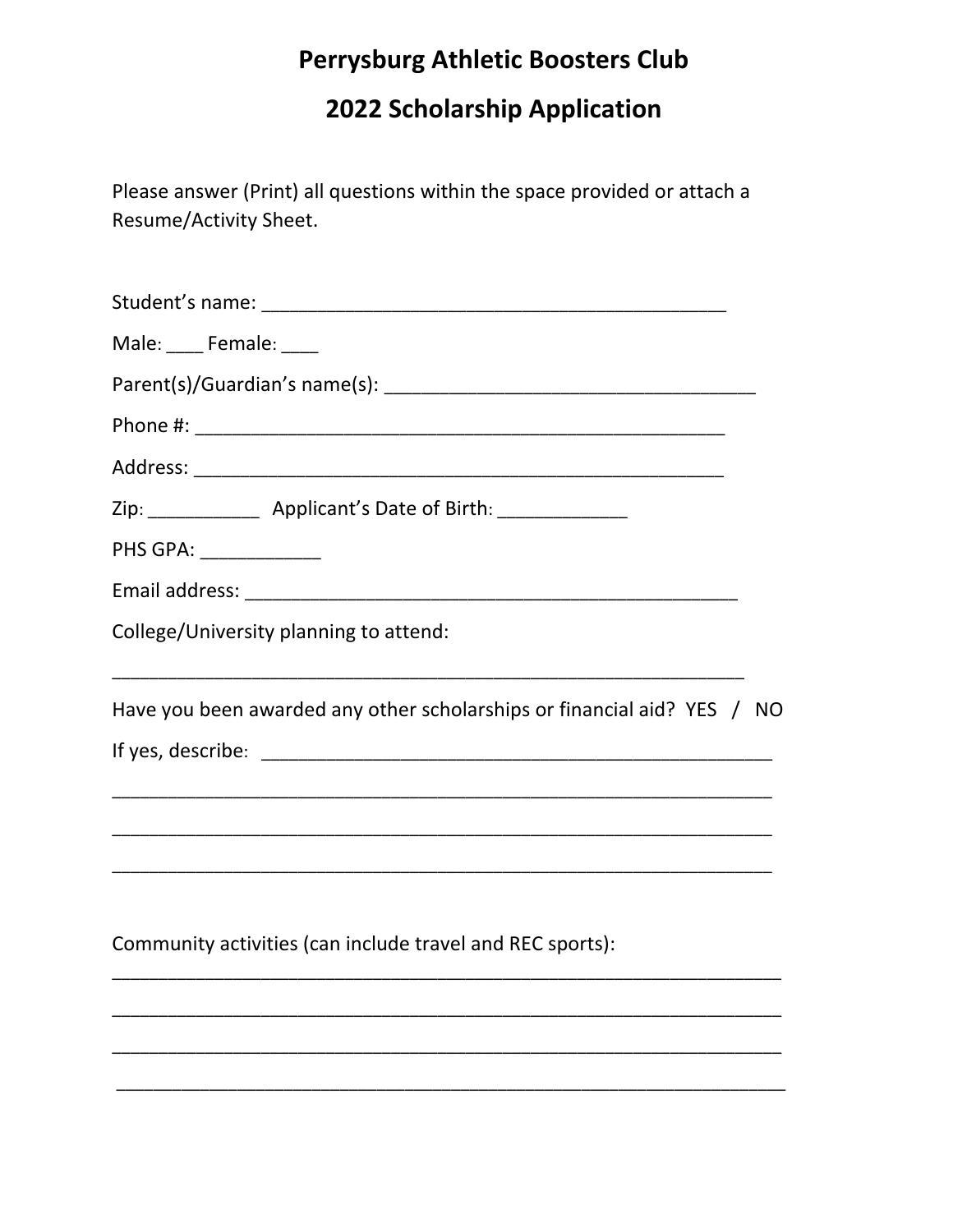# Perrysburg Athletic Boosters Club

## 2022 Scholarship Application

Please answer (Print) all questions within the space provided or attach a Resume/Activity Sheet.

Student's name: ____________________________________________

Male: ____ Female: ____

Parent(s)/Guardian's name(s): ___________________________________

Phone #: ___________________________________________________

Address: ___________________________________________________

Zip: ___________ Applicant's Date of Birth: _____________

PHS GPA: ____________

Email address: _______________________________________________

College/University planning to attend:

_____________________________________________________________

Have you been awarded any other scholarships or financial aid? YES / NO

If yes, describe: ______________________________________________

_____________________________________________________________

_____________________________________________________________

_____________________________________________________________

Community activities (can include travel and REC sports):

_____________________________________________________________

_____________________________________________________________

_____________________________________________________________

_____________________________________________________________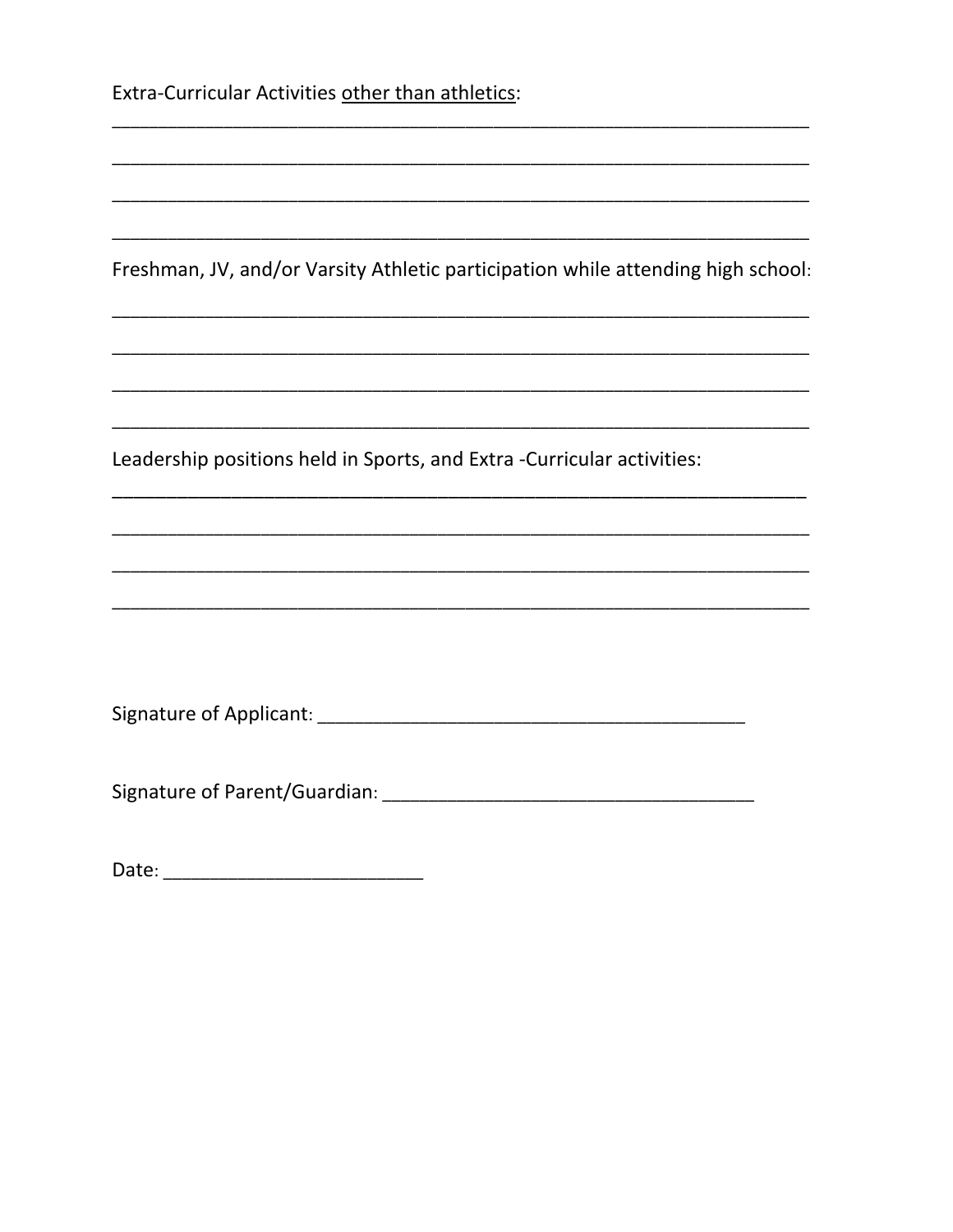Extra-Curricular Activities <u>other than athletics</u>:

_____________________________________________________________________

_____________________________________________________________________

_____________________________________________________________________

_____________________________________________________________________

Freshman, JV, and/or Varsity Athletic participation while attending high school:

_____________________________________________________________________

_____________________________________________________________________

_____________________________________________________________________

_____________________________________________________________________

Leadership positions held in Sports, and Extra -Curricular activities:

_____________________________________________________________________

_____________________________________________________________________

_____________________________________________________________________

_____________________________________________________________________

Signature of Applicant: __________________________________________

Signature of Parent/Guardian: ____________________________________

Date: _________________________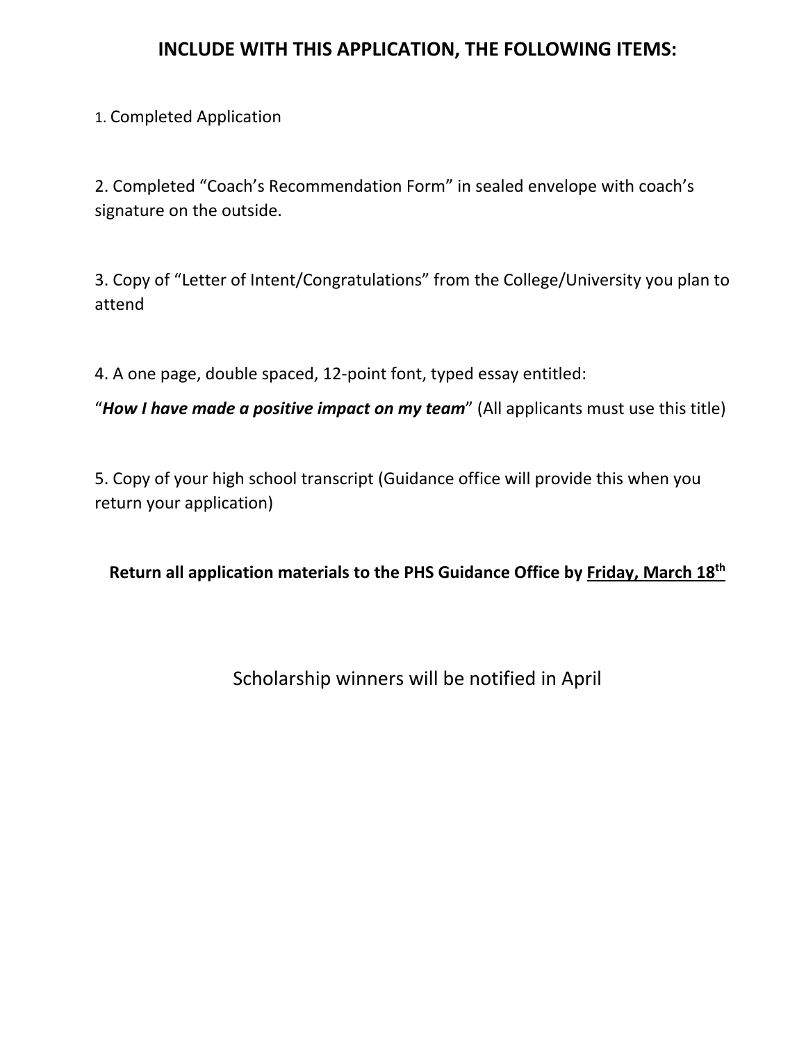## INCLUDE WITH THIS APPLICATION, THE FOLLOWING ITEMS:

1. Completed Application

2. Completed "Coach's Recommendation Form" in sealed envelope with coach's signature on the outside.

3. Copy of "Letter of Intent/Congratulations" from the College/University you plan to attend

4. A one page, double spaced, 12-point font, typed essay entitled:

"***How I have made a positive impact on my team***" (All applicants must use this title)

5. Copy of your high school transcript (Guidance office will provide this when you return your application)

**Return all application materials to the PHS Guidance Office by Friday, March 18th**

Scholarship winners will be notified in April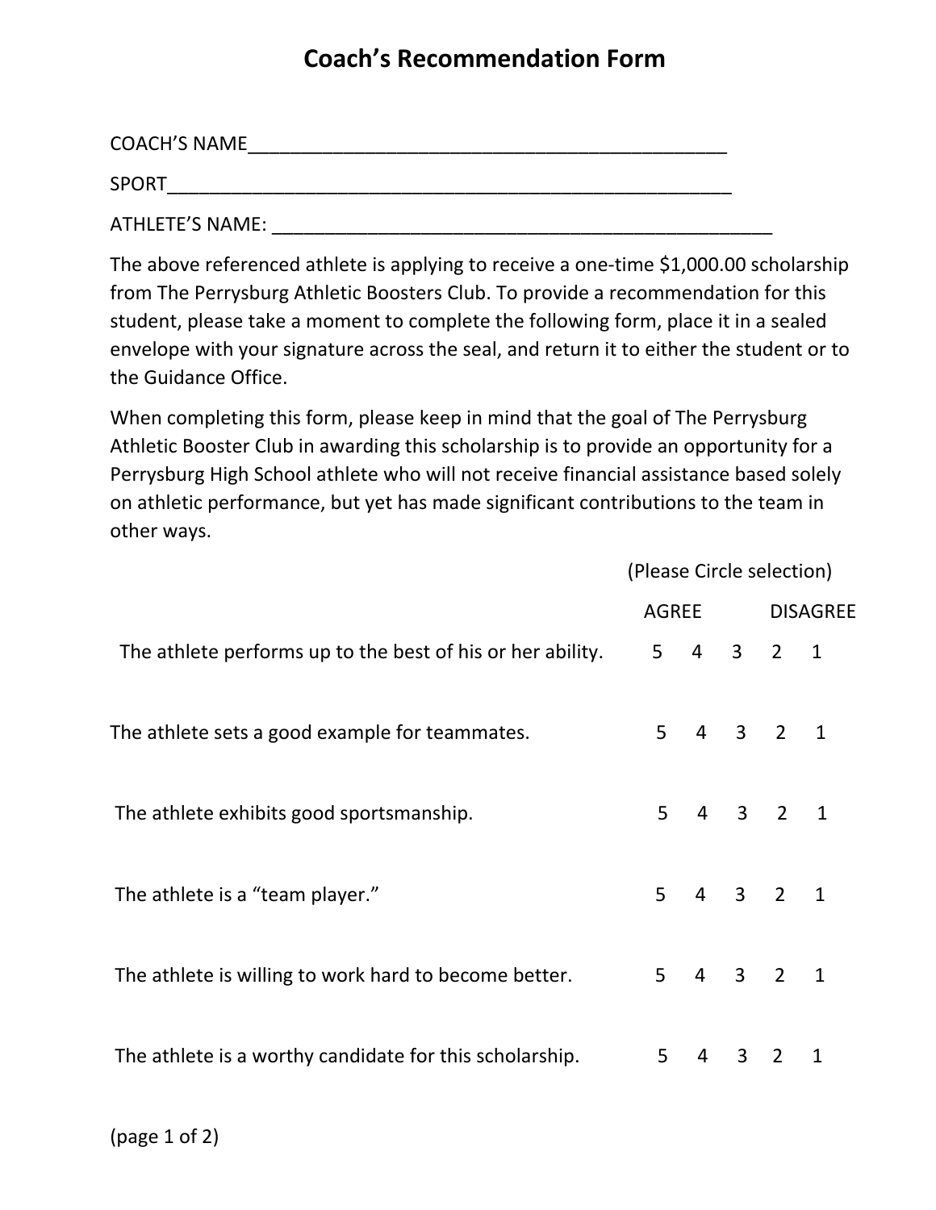# Coach's Recommendation Form

COACH'S NAME_____________________________________________

SPORT____________________________________________________

ATHLETE'S NAME: _______________________________________________

The above referenced athlete is applying to receive a one-time $1,000.00 scholarship from The Perrysburg Athletic Boosters Club. To provide a recommendation for this student, please take a moment to complete the following form, place it in a sealed envelope with your signature across the seal, and return it to either the student or to the Guidance Office.

When completing this form, please keep in mind that the goal of The Perrysburg Athletic Booster Club in awarding this scholarship is to provide an opportunity for a Perrysburg High School athlete who will not receive financial assistance based solely on athletic performance, but yet has made significant contributions to the team in other ways.

(Please Circle selection)

| | AGREE | | | | DISAGREE |
|---|---|---|---|---|---|
| The athlete performs up to the best of his or her ability. | 5 | 4 | 3 | 2 | 1 |
| The athlete sets a good example for teammates. | 5 | 4 | 3 | 2 | 1 |
| The athlete exhibits good sportsmanship. | 5 | 4 | 3 | 2 | 1 |
| The athlete is a "team player." | 5 | 4 | 3 | 2 | 1 |
| The athlete is willing to work hard to become better. | 5 | 4 | 3 | 2 | 1 |
| The athlete is a worthy candidate for this scholarship. | 5 | 4 | 3 | 2 | 1 |

(page 1 of 2)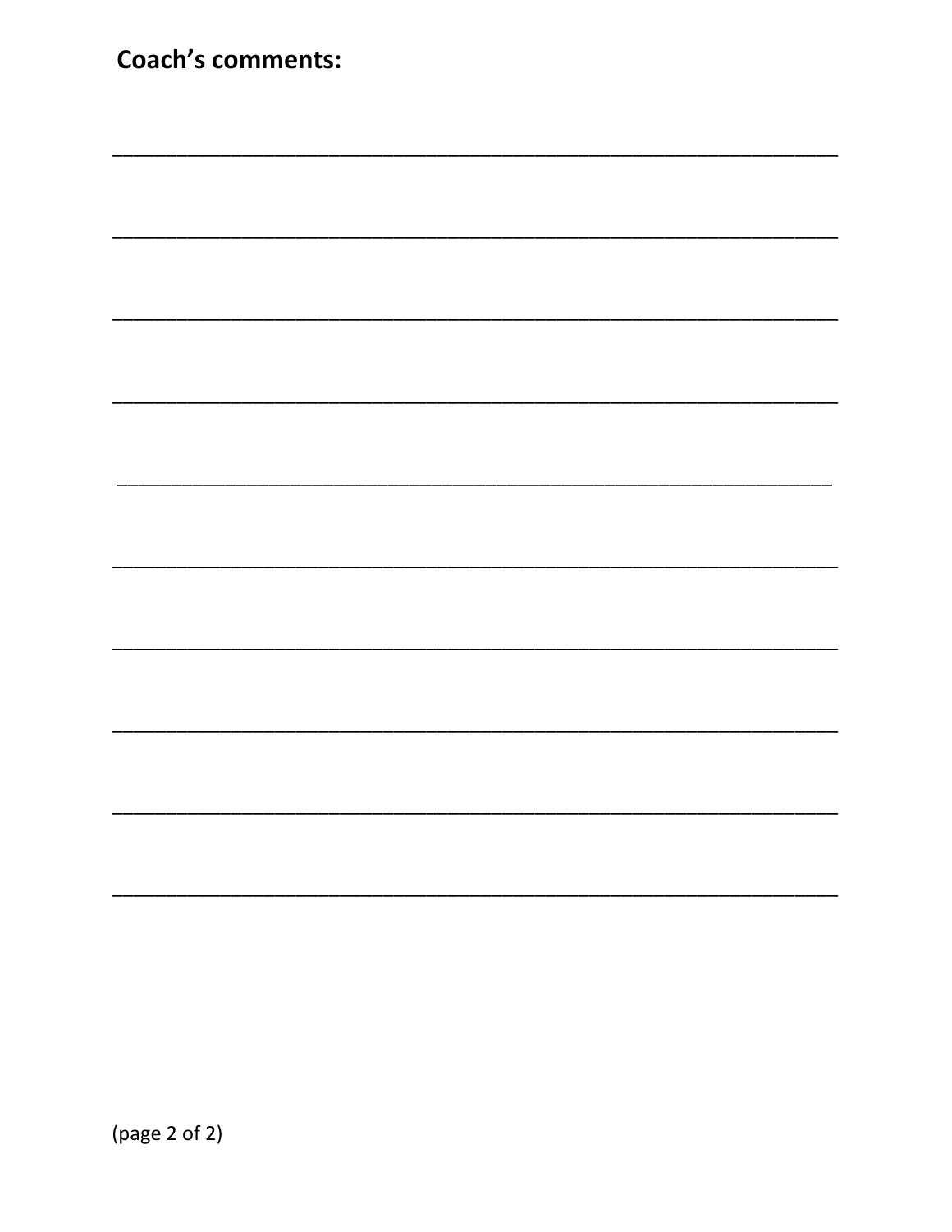**Coach's comments:**

\_\_\_\_\_\_\_\_\_\_\_\_\_\_\_\_\_\_\_\_\_\_\_\_\_\_\_\_\_\_\_\_\_\_\_\_\_\_\_\_\_\_\_\_\_\_\_\_\_\_\_\_\_\_\_\_\_\_\_\_\_\_\_\_\_\_\_\_

\_\_\_\_\_\_\_\_\_\_\_\_\_\_\_\_\_\_\_\_\_\_\_\_\_\_\_\_\_\_\_\_\_\_\_\_\_\_\_\_\_\_\_\_\_\_\_\_\_\_\_\_\_\_\_\_\_\_\_\_\_\_\_\_\_\_\_\_

\_\_\_\_\_\_\_\_\_\_\_\_\_\_\_\_\_\_\_\_\_\_\_\_\_\_\_\_\_\_\_\_\_\_\_\_\_\_\_\_\_\_\_\_\_\_\_\_\_\_\_\_\_\_\_\_\_\_\_\_\_\_\_\_\_\_\_\_

\_\_\_\_\_\_\_\_\_\_\_\_\_\_\_\_\_\_\_\_\_\_\_\_\_\_\_\_\_\_\_\_\_\_\_\_\_\_\_\_\_\_\_\_\_\_\_\_\_\_\_\_\_\_\_\_\_\_\_\_\_\_\_\_\_\_\_\_

\_\_\_\_\_\_\_\_\_\_\_\_\_\_\_\_\_\_\_\_\_\_\_\_\_\_\_\_\_\_\_\_\_\_\_\_\_\_\_\_\_\_\_\_\_\_\_\_\_\_\_\_\_\_\_\_\_\_\_\_\_\_\_\_\_\_\_\_

\_\_\_\_\_\_\_\_\_\_\_\_\_\_\_\_\_\_\_\_\_\_\_\_\_\_\_\_\_\_\_\_\_\_\_\_\_\_\_\_\_\_\_\_\_\_\_\_\_\_\_\_\_\_\_\_\_\_\_\_\_\_\_\_\_\_\_\_

\_\_\_\_\_\_\_\_\_\_\_\_\_\_\_\_\_\_\_\_\_\_\_\_\_\_\_\_\_\_\_\_\_\_\_\_\_\_\_\_\_\_\_\_\_\_\_\_\_\_\_\_\_\_\_\_\_\_\_\_\_\_\_\_\_\_\_\_

\_\_\_\_\_\_\_\_\_\_\_\_\_\_\_\_\_\_\_\_\_\_\_\_\_\_\_\_\_\_\_\_\_\_\_\_\_\_\_\_\_\_\_\_\_\_\_\_\_\_\_\_\_\_\_\_\_\_\_\_\_\_\_\_\_\_\_\_

\_\_\_\_\_\_\_\_\_\_\_\_\_\_\_\_\_\_\_\_\_\_\_\_\_\_\_\_\_\_\_\_\_\_\_\_\_\_\_\_\_\_\_\_\_\_\_\_\_\_\_\_\_\_\_\_\_\_\_\_\_\_\_\_\_\_\_\_

\_\_\_\_\_\_\_\_\_\_\_\_\_\_\_\_\_\_\_\_\_\_\_\_\_\_\_\_\_\_\_\_\_\_\_\_\_\_\_\_\_\_\_\_\_\_\_\_\_\_\_\_\_\_\_\_\_\_\_\_\_\_\_\_\_\_\_\_